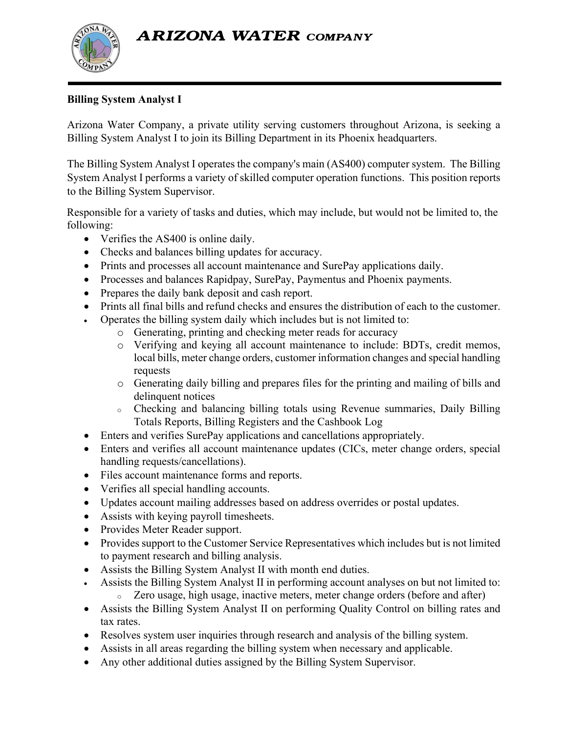# ARIZONA WATER COMPANY

**Billing System Analyst I**

Arizona Water Company, a private utility serving customers throughout Arizona, is seeking a Billing System Analyst I to join its Billing Department in its Phoenix headquarters.

The Billing System Analyst I operates the company's main (AS400) computer system. The Billing System Analyst I performs a variety of skilled computer operation functions. This position reports to the Billing System Supervisor.

Responsible for a variety of tasks and duties, which may include, but would not be limited to, the following:

- Verifies the AS400 is online daily.
- Checks and balances billing updates for accuracy.
- Prints and processes all account maintenance and SurePay applications daily.
- Processes and balances Rapidpay, SurePay, Paymentus and Phoenix payments.
- Prepares the daily bank deposit and cash report.
- Prints all final bills and refund checks and ensures the distribution of each to the customer.
- Operates the billing system daily which includes but is not limited to:
  - Generating, printing and checking meter reads for accuracy
  - Verifying and keying all account maintenance to include: BDTs, credit memos, local bills, meter change orders, customer information changes and special handling requests
  - Generating daily billing and prepares files for the printing and mailing of bills and delinquent notices
  - Checking and balancing billing totals using Revenue summaries, Daily Billing Totals Reports, Billing Registers and the Cashbook Log
- Enters and verifies SurePay applications and cancellations appropriately.
- Enters and verifies all account maintenance updates (CICs, meter change orders, special handling requests/cancellations).
- Files account maintenance forms and reports.
- Verifies all special handling accounts.
- Updates account mailing addresses based on address overrides or postal updates.
- Assists with keying payroll timesheets.
- Provides Meter Reader support.
- Provides support to the Customer Service Representatives which includes but is not limited to payment research and billing analysis.
- Assists the Billing System Analyst II with month end duties.
- Assists the Billing System Analyst II in performing account analyses on but not limited to:
  - Zero usage, high usage, inactive meters, meter change orders (before and after)
- Assists the Billing System Analyst II on performing Quality Control on billing rates and tax rates.
- Resolves system user inquiries through research and analysis of the billing system.
- Assists in all areas regarding the billing system when necessary and applicable.
- Any other additional duties assigned by the Billing System Supervisor.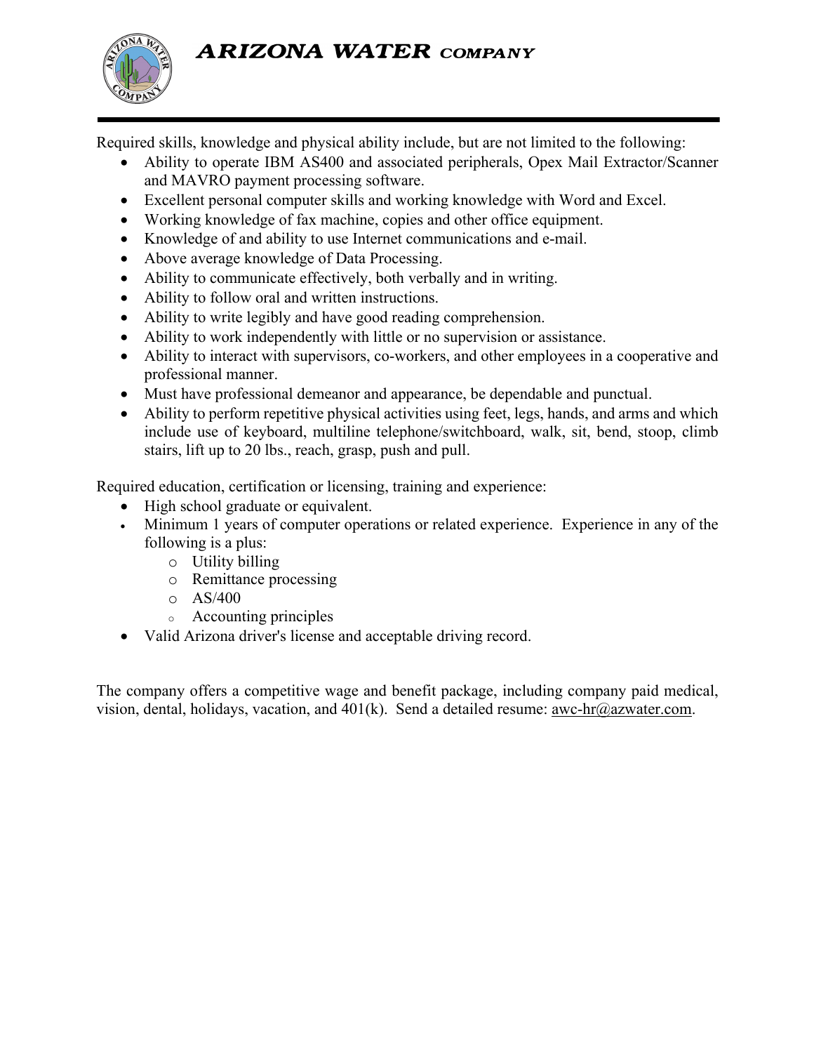Required skills, knowledge and physical ability include, but are not limited to the following:

- Ability to operate IBM AS400 and associated peripherals, Opex Mail Extractor/Scanner and MAVRO payment processing software.
- Excellent personal computer skills and working knowledge with Word and Excel.
- Working knowledge of fax machine, copies and other office equipment.
- Knowledge of and ability to use Internet communications and e-mail.
- Above average knowledge of Data Processing.
- Ability to communicate effectively, both verbally and in writing.
- Ability to follow oral and written instructions.
- Ability to write legibly and have good reading comprehension.
- Ability to work independently with little or no supervision or assistance.
- Ability to interact with supervisors, co-workers, and other employees in a cooperative and professional manner.
- Must have professional demeanor and appearance, be dependable and punctual.
- Ability to perform repetitive physical activities using feet, legs, hands, and arms and which include use of keyboard, multiline telephone/switchboard, walk, sit, bend, stoop, climb stairs, lift up to 20 lbs., reach, grasp, push and pull.

Required education, certification or licensing, training and experience:

- High school graduate or equivalent.
- Minimum 1 years of computer operations or related experience. Experience in any of the following is a plus:
  - Utility billing
  - Remittance processing
  - AS/400
  - Accounting principles
- Valid Arizona driver's license and acceptable driving record.

The company offers a competitive wage and benefit package, including company paid medical, vision, dental, holidays, vacation, and 401(k). Send a detailed resume: awc-hr@azwater.com.